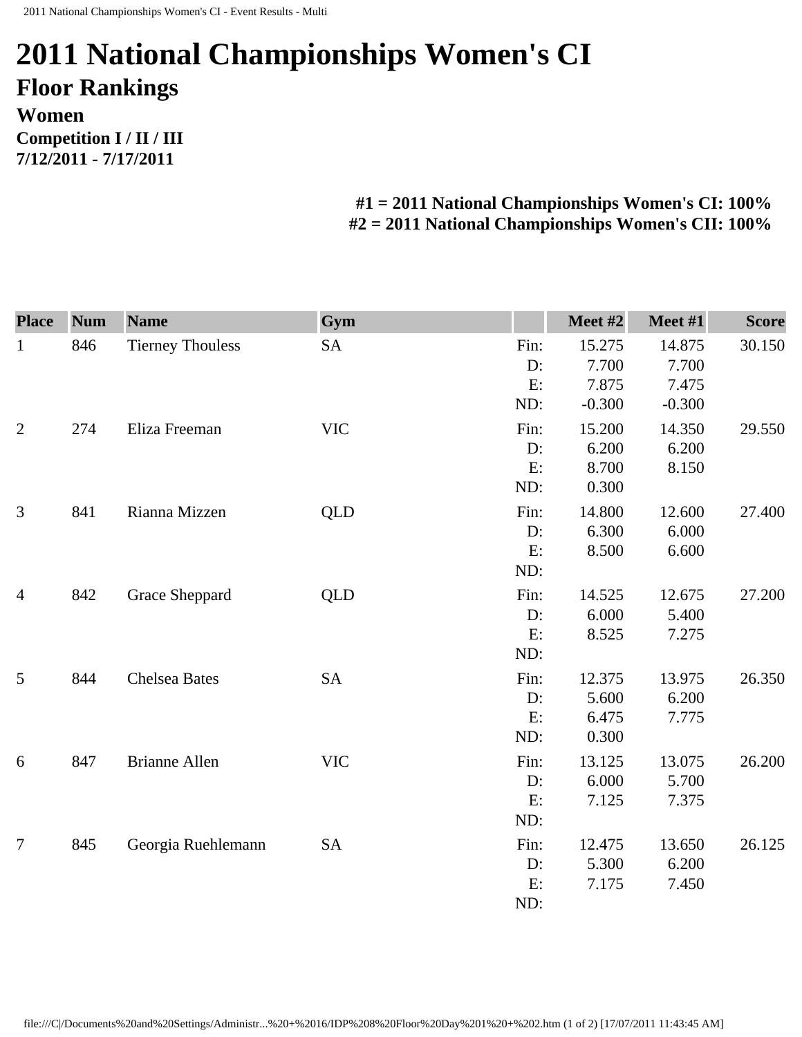# 2011 National Championships Women's CI

## Floor Rankings

### Women

**Competition I / II / III**
**7/12/2011 - 7/17/2011**

**#1 = 2011 National Championships Women's CI: 100%**
**#2 = 2011 National Championships Women's CII: 100%**

| Place | Num | Name | Gym | | Meet #2 | Meet #1 | Score |
|---|---|---|---|---|---|---|---|
| 1 | 846 | Tierney Thouless | SA | Fin: | 15.275 | 14.875 | 30.150 |
| | | | | D: | 7.700 | 7.700 | |
| | | | | E: | 7.875 | 7.475 | |
| | | | | ND: | -0.300 | -0.300 | |
| 2 | 274 | Eliza Freeman | VIC | Fin: | 15.200 | 14.350 | 29.550 |
| | | | | D: | 6.200 | 6.200 | |
| | | | | E: | 8.700 | 8.150 | |
| | | | | ND: | 0.300 | | |
| 3 | 841 | Rianna Mizzen | QLD | Fin: | 14.800 | 12.600 | 27.400 |
| | | | | D: | 6.300 | 6.000 | |
| | | | | E: | 8.500 | 6.600 | |
| | | | | ND: | | | |
| 4 | 842 | Grace Sheppard | QLD | Fin: | 14.525 | 12.675 | 27.200 |
| | | | | D: | 6.000 | 5.400 | |
| | | | | E: | 8.525 | 7.275 | |
| | | | | ND: | | | |
| 5 | 844 | Chelsea Bates | SA | Fin: | 12.375 | 13.975 | 26.350 |
| | | | | D: | 5.600 | 6.200 | |
| | | | | E: | 6.475 | 7.775 | |
| | | | | ND: | 0.300 | | |
| 6 | 847 | Brianne Allen | VIC | Fin: | 13.125 | 13.075 | 26.200 |
| | | | | D: | 6.000 | 5.700 | |
| | | | | E: | 7.125 | 7.375 | |
| | | | | ND: | | | |
| 7 | 845 | Georgia Ruehlemann | SA | Fin: | 12.475 | 13.650 | 26.125 |
| | | | | D: | 5.300 | 6.200 | |
| | | | | E: | 7.175 | 7.450 | |
| | | | | ND: | | | |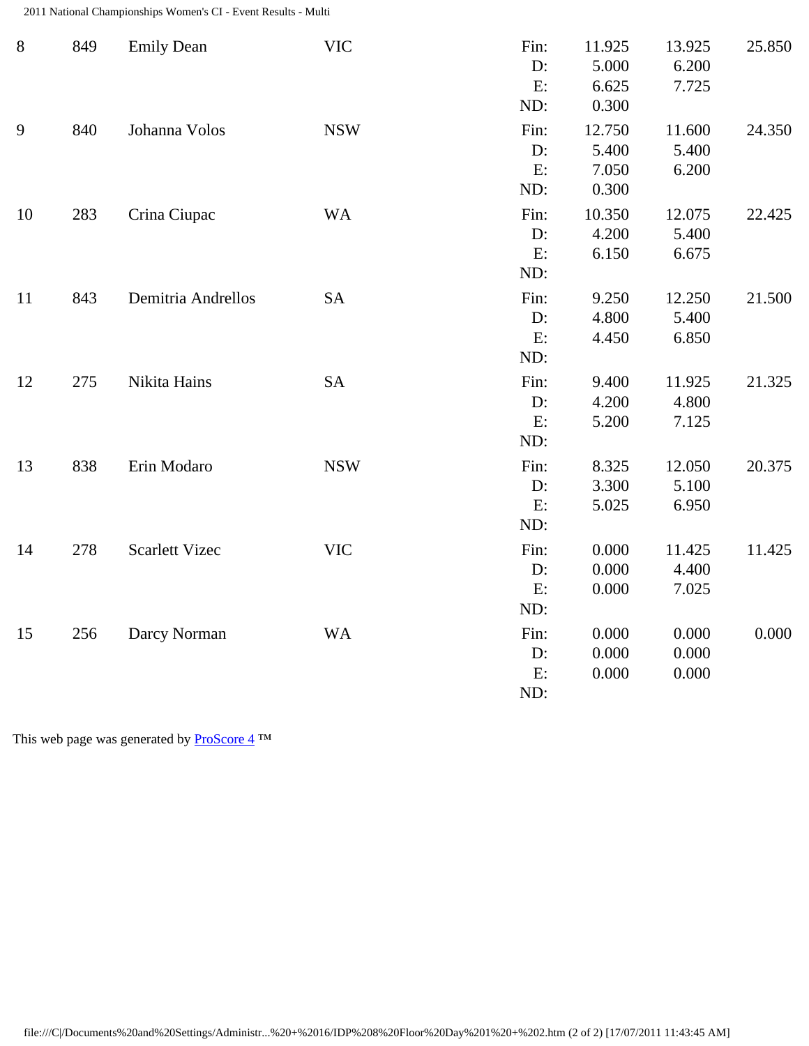| | | | | | | | |
|---|---|---|---|---|---|---|---|
| 8 | 849 | Emily Dean | VIC | Fin: | 11.925 | 13.925 | 25.850 |
| | | | | D: | 5.000 | 6.200 | |
| | | | | E: | 6.625 | 7.725 | |
| | | | | ND: | 0.300 | | |
| 9 | 840 | Johanna Volos | NSW | Fin: | 12.750 | 11.600 | 24.350 |
| | | | | D: | 5.400 | 5.400 | |
| | | | | E: | 7.050 | 6.200 | |
| | | | | ND: | 0.300 | | |
| 10 | 283 | Crina Ciupac | WA | Fin: | 10.350 | 12.075 | 22.425 |
| | | | | D: | 4.200 | 5.400 | |
| | | | | E: | 6.150 | 6.675 | |
| | | | | ND: | | | |
| 11 | 843 | Demitria Andrellos | SA | Fin: | 9.250 | 12.250 | 21.500 |
| | | | | D: | 4.800 | 5.400 | |
| | | | | E: | 4.450 | 6.850 | |
| | | | | ND: | | | |
| 12 | 275 | Nikita Hains | SA | Fin: | 9.400 | 11.925 | 21.325 |
| | | | | D: | 4.200 | 4.800 | |
| | | | | E: | 5.200 | 7.125 | |
| | | | | ND: | | | |
| 13 | 838 | Erin Modaro | NSW | Fin: | 8.325 | 12.050 | 20.375 |
| | | | | D: | 3.300 | 5.100 | |
| | | | | E: | 5.025 | 6.950 | |
| | | | | ND: | | | |
| 14 | 278 | Scarlett Vizec | VIC | Fin: | 0.000 | 11.425 | 11.425 |
| | | | | D: | 0.000 | 4.400 | |
| | | | | E: | 0.000 | 7.025 | |
| | | | | ND: | | | |
| 15 | 256 | Darcy Norman | WA | Fin: | 0.000 | 0.000 | 0.000 |
| | | | | D: | 0.000 | 0.000 | |
| | | | | E: | 0.000 | 0.000 | |
| | | | | ND: | | | |

This web page was generated by ProScore 4 ™